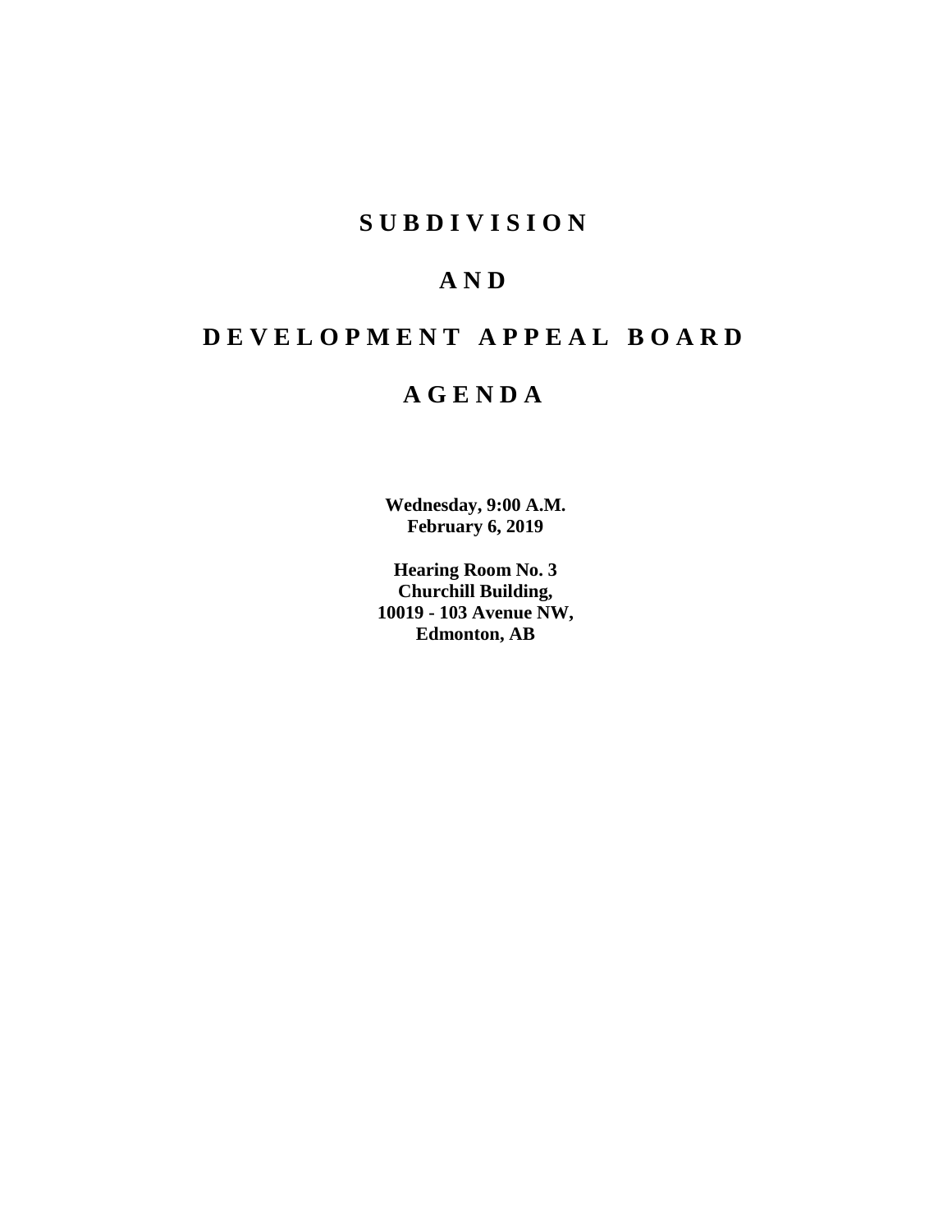# SUBDIVISION

# AND

# DEVELOPMENT APPEAL BOARD

# AGENDA

**Wednesday, 9:00 A.M.**
**February 6, 2019**

**Hearing Room No. 3**
**Churchill Building,**
**10019 - 103 Avenue NW,**
**Edmonton, AB**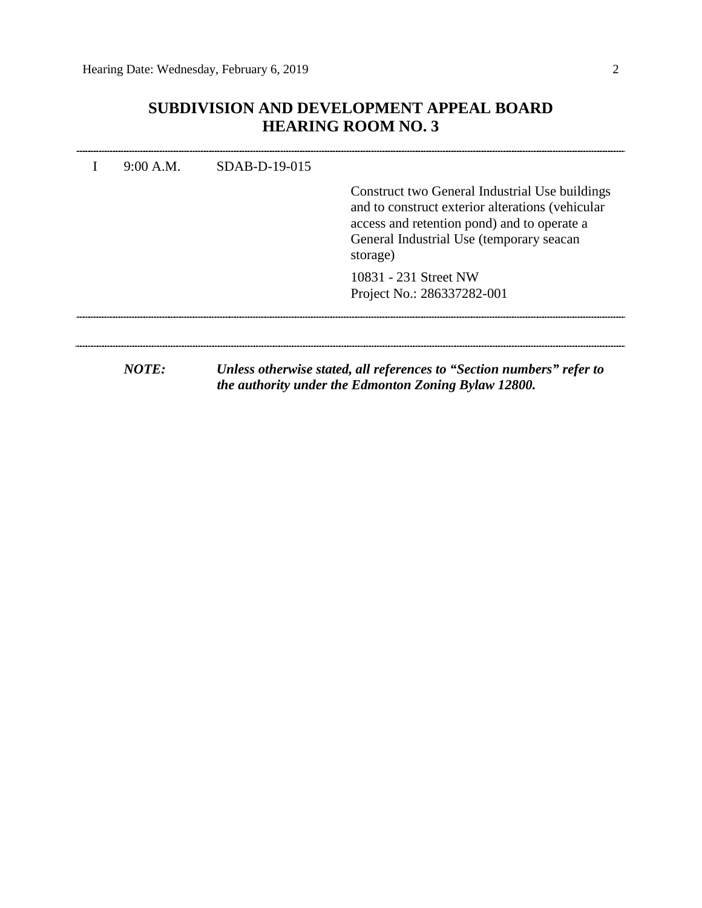## SUBDIVISION AND DEVELOPMENT APPEAL BOARD
## HEARING ROOM NO. 3

---

| | | | |
|---|---|---|---|
| I | 9:00 A.M. | SDAB-D-19-015 | |
| | | | Construct two General Industrial Use buildings and to construct exterior alterations (vehicular access and retention pond) and to operate a General Industrial Use (temporary seacan storage) |
| | | | 10831 - 231 Street NW<br>Project No.: 286337282-001 |

---

---

***NOTE:*** ***Unless otherwise stated, all references to "Section numbers" refer to the authority under the Edmonton Zoning Bylaw 12800.***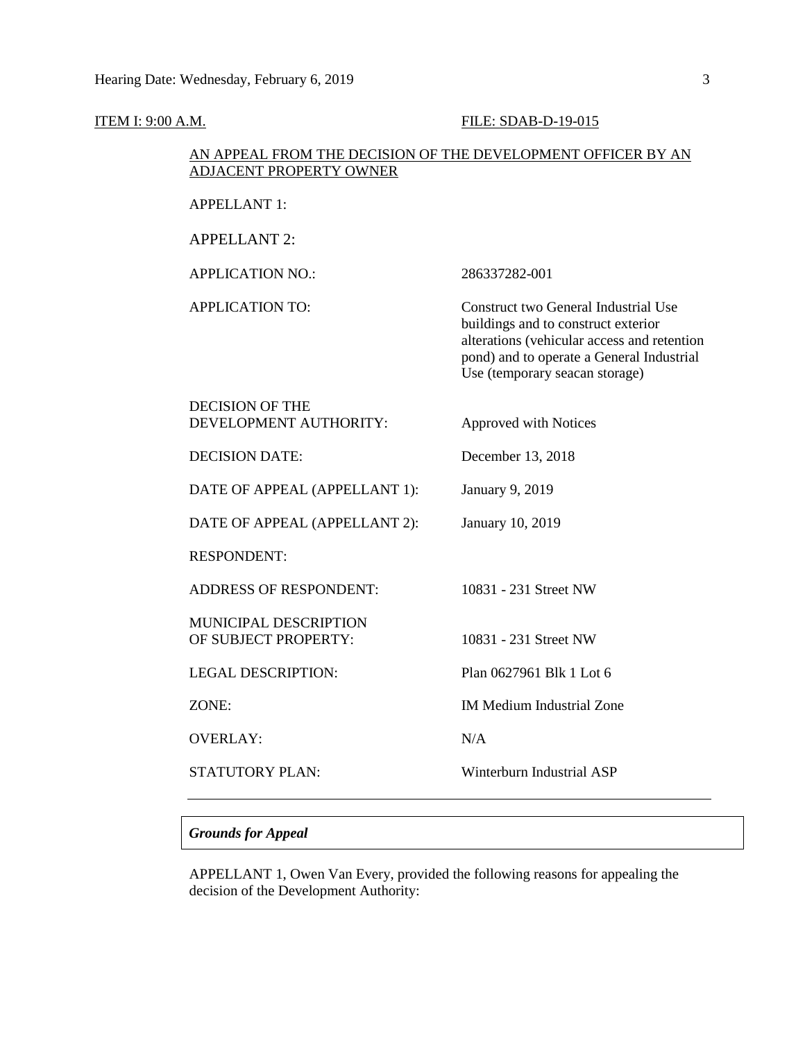ITEM I: 9:00 A.M. FILE: SDAB-D-19-015

AN APPEAL FROM THE DECISION OF THE DEVELOPMENT OFFICER BY AN ADJACENT PROPERTY OWNER

| | |
|---|---|
| APPELLANT 1: | |
| APPELLANT 2: | |
| APPLICATION NO.: | 286337282-001 |
| APPLICATION TO: | Construct two General Industrial Use buildings and to construct exterior alterations (vehicular access and retention pond) and to operate a General Industrial Use (temporary seacan storage) |
| DECISION OF THE DEVELOPMENT AUTHORITY: | Approved with Notices |
| DECISION DATE: | December 13, 2018 |
| DATE OF APPEAL (APPELLANT 1): | January 9, 2019 |
| DATE OF APPEAL (APPELLANT 2): | January 10, 2019 |
| RESPONDENT: | |
| ADDRESS OF RESPONDENT: | 10831 - 231 Street NW |
| MUNICIPAL DESCRIPTION OF SUBJECT PROPERTY: | 10831 - 231 Street NW |
| LEGAL DESCRIPTION: | Plan 0627961 Blk 1 Lot 6 |
| ZONE: | IM Medium Industrial Zone |
| OVERLAY: | N/A |
| STATUTORY PLAN: | Winterburn Industrial ASP |

---

***Grounds for Appeal***

APPELLANT 1, Owen Van Every, provided the following reasons for appealing the decision of the Development Authority: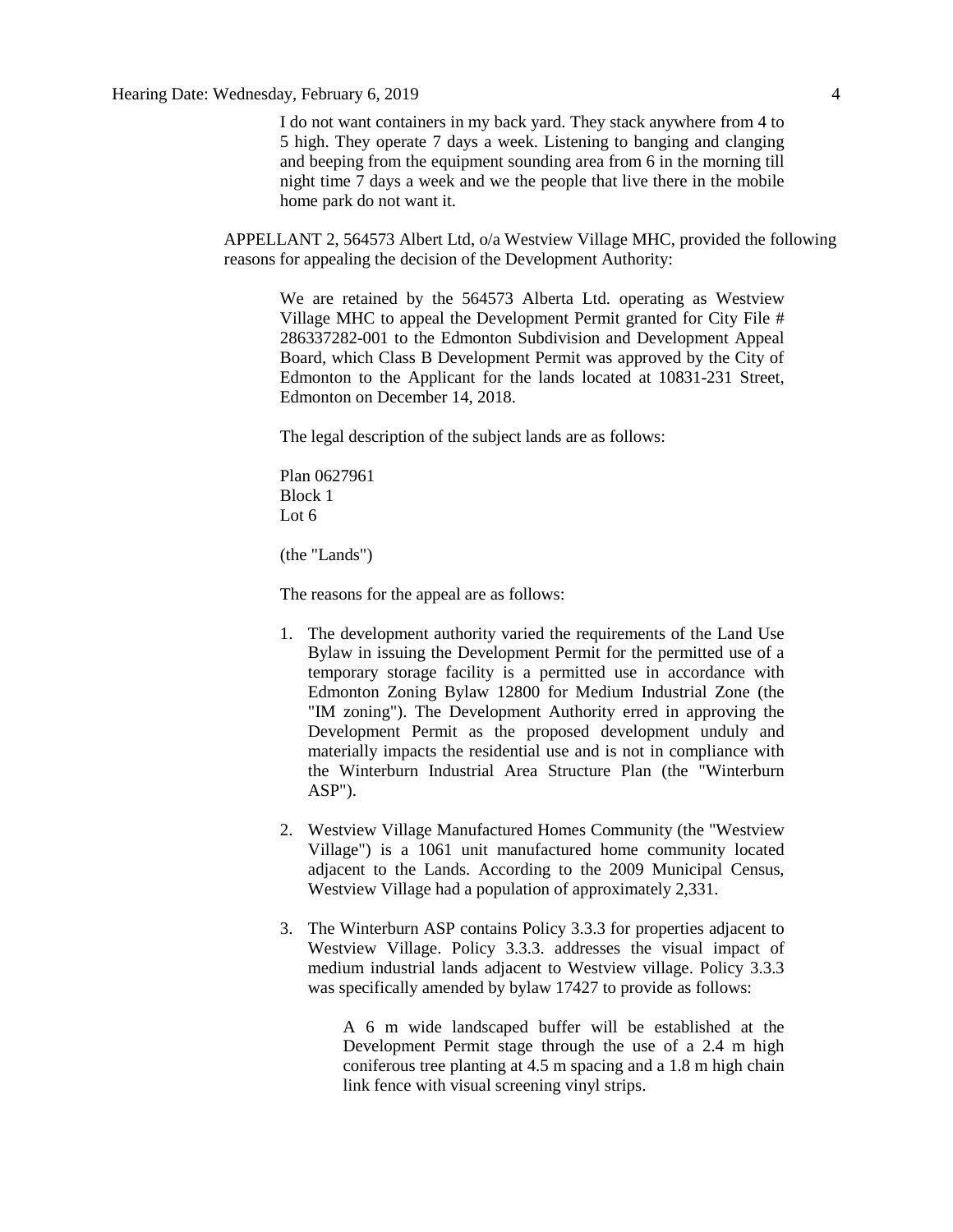I do not want containers in my back yard. They stack anywhere from 4 to 5 high. They operate 7 days a week. Listening to banging and clanging and beeping from the equipment sounding area from 6 in the morning till night time 7 days a week and we the people that live there in the mobile home park do not want it.

APPELLANT 2, 564573 Albert Ltd, o/a Westview Village MHC, provided the following reasons for appealing the decision of the Development Authority:

> We are retained by the 564573 Alberta Ltd. operating as Westview Village MHC to appeal the Development Permit granted for City File # 286337282-001 to the Edmonton Subdivision and Development Appeal Board, which Class B Development Permit was approved by the City of Edmonton to the Applicant for the lands located at 10831-231 Street, Edmonton on December 14, 2018.
>
> The legal description of the subject lands are as follows:
>
> Plan 0627961
> Block 1
> Lot 6
>
> (the "Lands")
>
> The reasons for the appeal are as follows:
>
> 1. The development authority varied the requirements of the Land Use Bylaw in issuing the Development Permit for the permitted use of a temporary storage facility is a permitted use in accordance with Edmonton Zoning Bylaw 12800 for Medium Industrial Zone (the "IM zoning"). The Development Authority erred in approving the Development Permit as the proposed development unduly and materially impacts the residential use and is not in compliance with the Winterburn Industrial Area Structure Plan (the "Winterburn ASP").
>
> 2. Westview Village Manufactured Homes Community (the "Westview Village") is a 1061 unit manufactured home community located adjacent to the Lands. According to the 2009 Municipal Census, Westview Village had a population of approximately 2,331.
>
> 3. The Winterburn ASP contains Policy 3.3.3 for properties adjacent to Westview Village. Policy 3.3.3. addresses the visual impact of medium industrial lands adjacent to Westview village. Policy 3.3.3 was specifically amended by bylaw 17427 to provide as follows:
>
>     > A 6 m wide landscaped buffer will be established at the Development Permit stage through the use of a 2.4 m high coniferous tree planting at 4.5 m spacing and a 1.8 m high chain link fence with visual screening vinyl strips.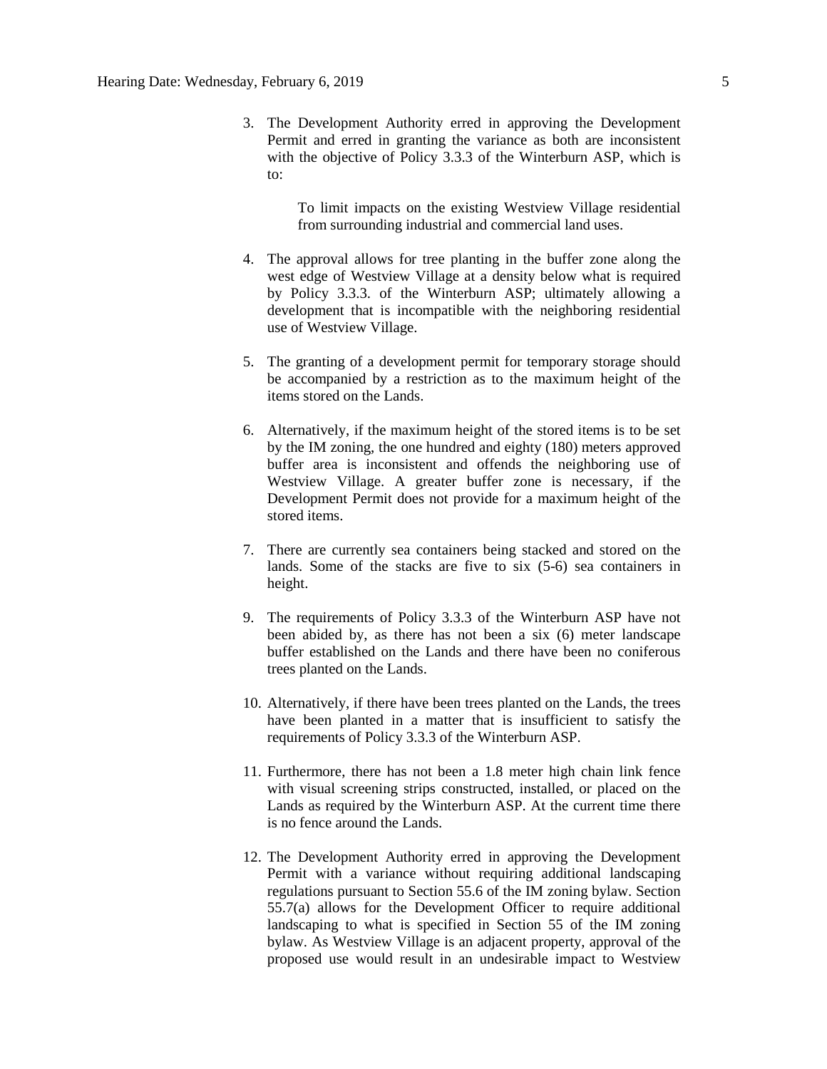3. The Development Authority erred in approving the Development Permit and erred in granting the variance as both are inconsistent with the objective of Policy 3.3.3 of the Winterburn ASP, which is to:

   > To limit impacts on the existing Westview Village residential from surrounding industrial and commercial land uses.

4. The approval allows for tree planting in the buffer zone along the west edge of Westview Village at a density below what is required by Policy 3.3.3. of the Winterburn ASP; ultimately allowing a development that is incompatible with the neighboring residential use of Westview Village.

5. The granting of a development permit for temporary storage should be accompanied by a restriction as to the maximum height of the items stored on the Lands.

6. Alternatively, if the maximum height of the stored items is to be set by the IM zoning, the one hundred and eighty (180) meters approved buffer area is inconsistent and offends the neighboring use of Westview Village. A greater buffer zone is necessary, if the Development Permit does not provide for a maximum height of the stored items.

7. There are currently sea containers being stacked and stored on the lands. Some of the stacks are five to six (5-6) sea containers in height.

9. The requirements of Policy 3.3.3 of the Winterburn ASP have not been abided by, as there has not been a six (6) meter landscape buffer established on the Lands and there have been no coniferous trees planted on the Lands.

10. Alternatively, if there have been trees planted on the Lands, the trees have been planted in a matter that is insufficient to satisfy the requirements of Policy 3.3.3 of the Winterburn ASP.

11. Furthermore, there has not been a 1.8 meter high chain link fence with visual screening strips constructed, installed, or placed on the Lands as required by the Winterburn ASP. At the current time there is no fence around the Lands.

12. The Development Authority erred in approving the Development Permit with a variance without requiring additional landscaping regulations pursuant to Section 55.6 of the IM zoning bylaw. Section 55.7(a) allows for the Development Officer to require additional landscaping to what is specified in Section 55 of the IM zoning bylaw. As Westview Village is an adjacent property, approval of the proposed use would result in an undesirable impact to Westview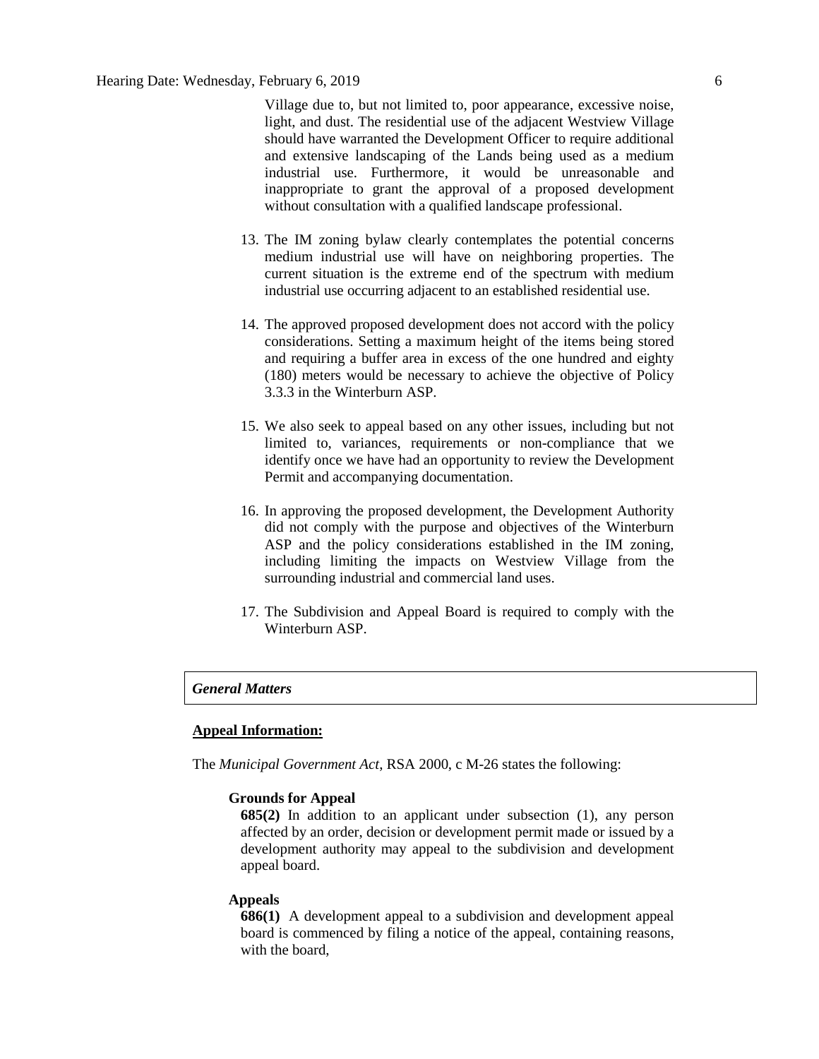Village due to, but not limited to, poor appearance, excessive noise, light, and dust. The residential use of the adjacent Westview Village should have warranted the Development Officer to require additional and extensive landscaping of the Lands being used as a medium industrial use. Furthermore, it would be unreasonable and inappropriate to grant the approval of a proposed development without consultation with a qualified landscape professional.

13. The IM zoning bylaw clearly contemplates the potential concerns medium industrial use will have on neighboring properties. The current situation is the extreme end of the spectrum with medium industrial use occurring adjacent to an established residential use.

14. The approved proposed development does not accord with the policy considerations. Setting a maximum height of the items being stored and requiring a buffer area in excess of the one hundred and eighty (180) meters would be necessary to achieve the objective of Policy 3.3.3 in the Winterburn ASP.

15. We also seek to appeal based on any other issues, including but not limited to, variances, requirements or non-compliance that we identify once we have had an opportunity to review the Development Permit and accompanying documentation.

16. In approving the proposed development, the Development Authority did not comply with the purpose and objectives of the Winterburn ASP and the policy considerations established in the IM zoning, including limiting the impacts on Westview Village from the surrounding industrial and commercial land uses.

17. The Subdivision and Appeal Board is required to comply with the Winterburn ASP.

## *General Matters*

**Appeal Information:**

The *Municipal Government Act*, RSA 2000, c M-26 states the following:

**Grounds for Appeal**

**685(2)** In addition to an applicant under subsection (1), any person affected by an order, decision or development permit made or issued by a development authority may appeal to the subdivision and development appeal board.

**Appeals**

**686(1)** A development appeal to a subdivision and development appeal board is commenced by filing a notice of the appeal, containing reasons, with the board,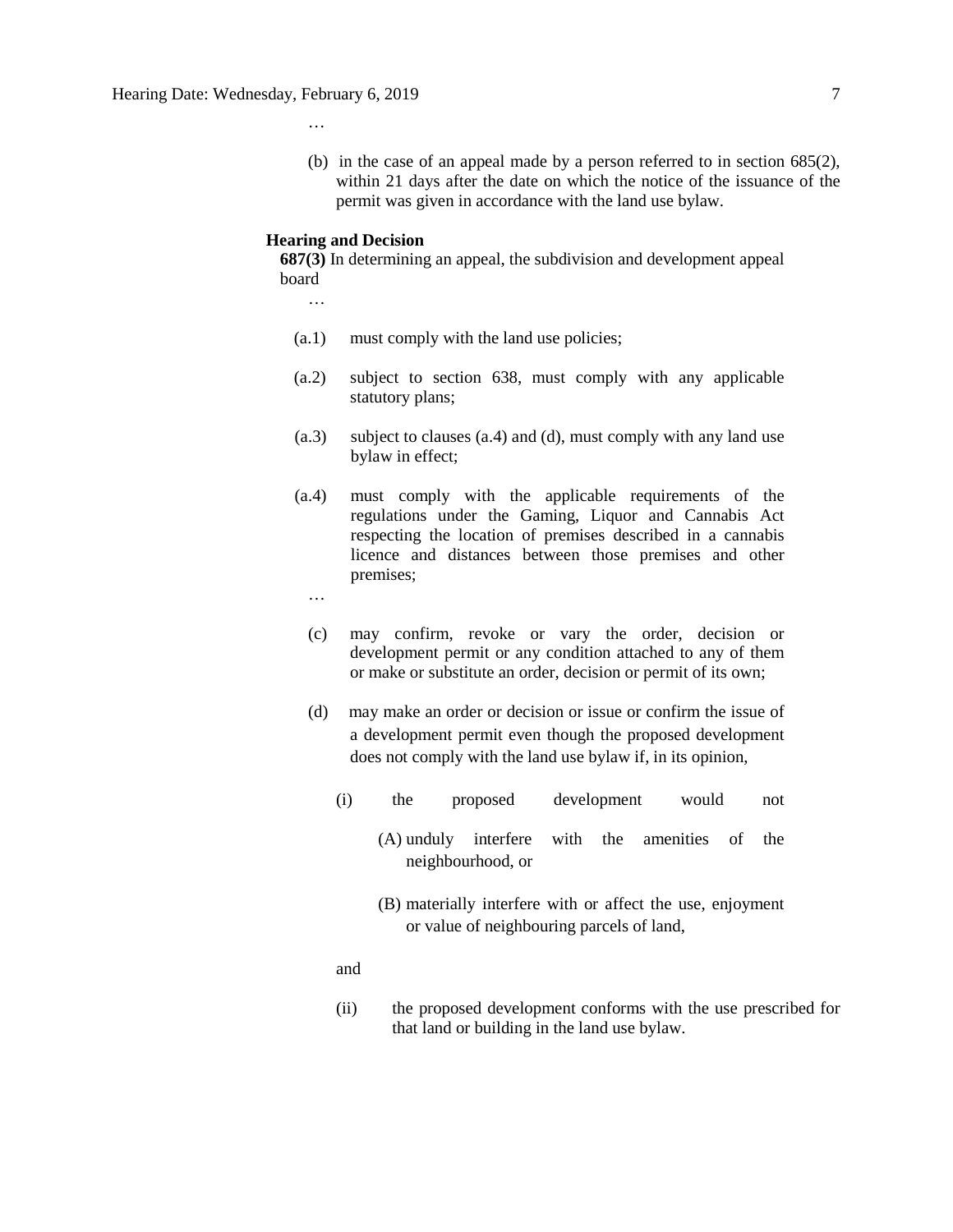…

(b) in the case of an appeal made by a person referred to in section 685(2), within 21 days after the date on which the notice of the issuance of the permit was given in accordance with the land use bylaw.

**Hearing and Decision**

**687(3)** In determining an appeal, the subdivision and development appeal board

…

(a.1) must comply with the land use policies;

(a.2) subject to section 638, must comply with any applicable statutory plans;

(a.3) subject to clauses (a.4) and (d), must comply with any land use bylaw in effect;

(a.4) must comply with the applicable requirements of the regulations under the Gaming, Liquor and Cannabis Act respecting the location of premises described in a cannabis licence and distances between those premises and other premises;

…

(c) may confirm, revoke or vary the order, decision or development permit or any condition attached to any of them or make or substitute an order, decision or permit of its own;

(d) may make an order or decision or issue or confirm the issue of a development permit even though the proposed development does not comply with the land use bylaw if, in its opinion,

(i) the proposed development would not

(A) unduly interfere with the amenities of the neighbourhood, or

(B) materially interfere with or affect the use, enjoyment or value of neighbouring parcels of land,

and

(ii) the proposed development conforms with the use prescribed for that land or building in the land use bylaw.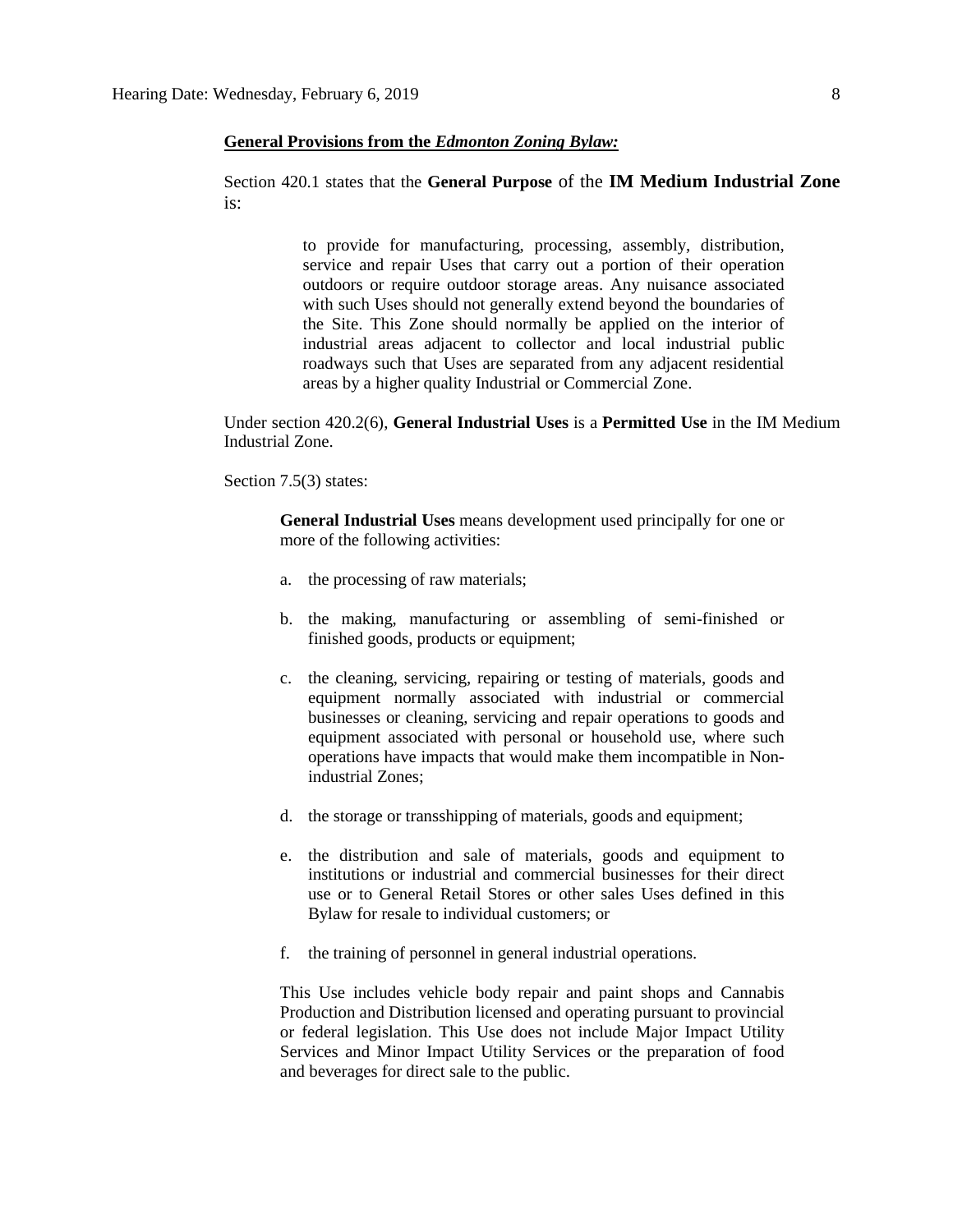**General Provisions from the *Edmonton Zoning Bylaw:***

Section 420.1 states that the **General Purpose** of the **IM Medium Industrial Zone** is:

> to provide for manufacturing, processing, assembly, distribution, service and repair Uses that carry out a portion of their operation outdoors or require outdoor storage areas. Any nuisance associated with such Uses should not generally extend beyond the boundaries of the Site. This Zone should normally be applied on the interior of industrial areas adjacent to collector and local industrial public roadways such that Uses are separated from any adjacent residential areas by a higher quality Industrial or Commercial Zone.

Under section 420.2(6), **General Industrial Uses** is a **Permitted Use** in the IM Medium Industrial Zone.

Section 7.5(3) states:

> **General Industrial Uses** means development used principally for one or more of the following activities:
>
> a. the processing of raw materials;
>
> b. the making, manufacturing or assembling of semi-finished or finished goods, products or equipment;
>
> c. the cleaning, servicing, repairing or testing of materials, goods and equipment normally associated with industrial or commercial businesses or cleaning, servicing and repair operations to goods and equipment associated with personal or household use, where such operations have impacts that would make them incompatible in Non-industrial Zones;
>
> d. the storage or transshipping of materials, goods and equipment;
>
> e. the distribution and sale of materials, goods and equipment to institutions or industrial and commercial businesses for their direct use or to General Retail Stores or other sales Uses defined in this Bylaw for resale to individual customers; or
>
> f. the training of personnel in general industrial operations.
>
> This Use includes vehicle body repair and paint shops and Cannabis Production and Distribution licensed and operating pursuant to provincial or federal legislation. This Use does not include Major Impact Utility Services and Minor Impact Utility Services or the preparation of food and beverages for direct sale to the public.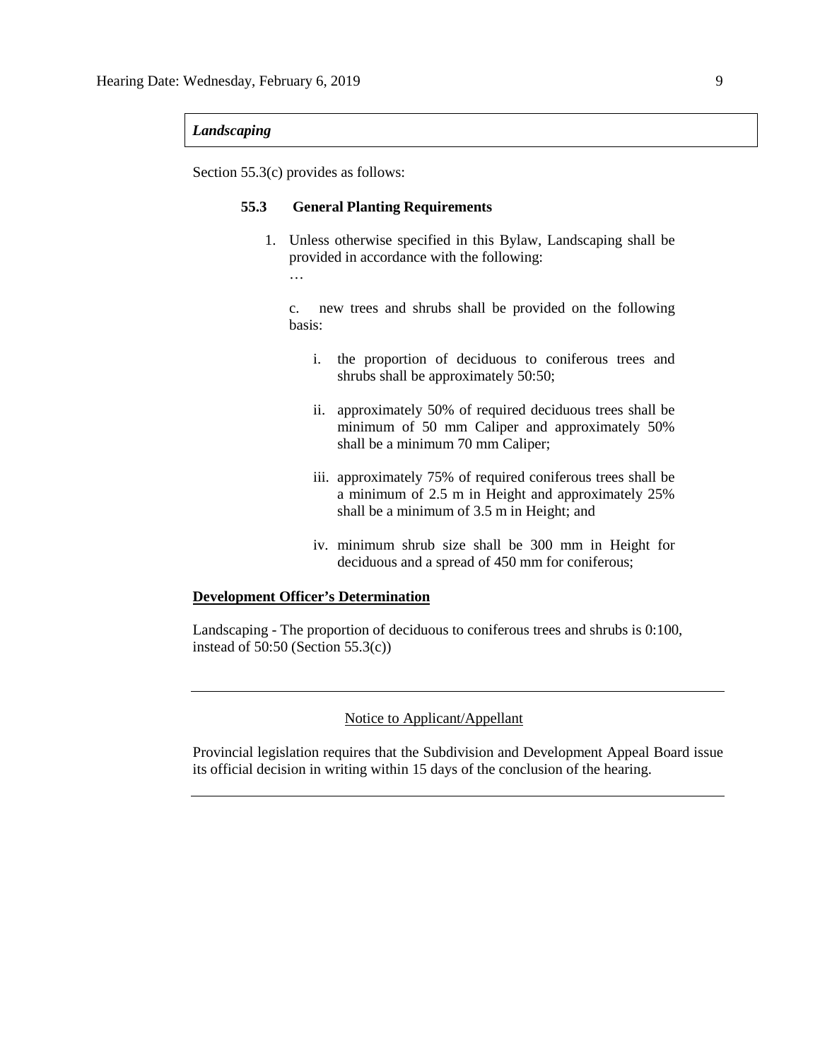*Landscaping*

Section 55.3(c) provides as follows:

**55.3 General Planting Requirements**

1. Unless otherwise specified in this Bylaw, Landscaping shall be provided in accordance with the following:

   …

   c. new trees and shrubs shall be provided on the following basis:

      i. the proportion of deciduous to coniferous trees and shrubs shall be approximately 50:50;

      ii. approximately 50% of required deciduous trees shall be minimum of 50 mm Caliper and approximately 50% shall be a minimum 70 mm Caliper;

      iii. approximately 75% of required coniferous trees shall be a minimum of 2.5 m in Height and approximately 25% shall be a minimum of 3.5 m in Height; and

      iv. minimum shrub size shall be 300 mm in Height for deciduous and a spread of 450 mm for coniferous;

**Development Officer's Determination**

Landscaping - The proportion of deciduous to coniferous trees and shrubs is 0:100, instead of 50:50 (Section 55.3(c))

---

Notice to Applicant/Appellant

Provincial legislation requires that the Subdivision and Development Appeal Board issue its official decision in writing within 15 days of the conclusion of the hearing.

---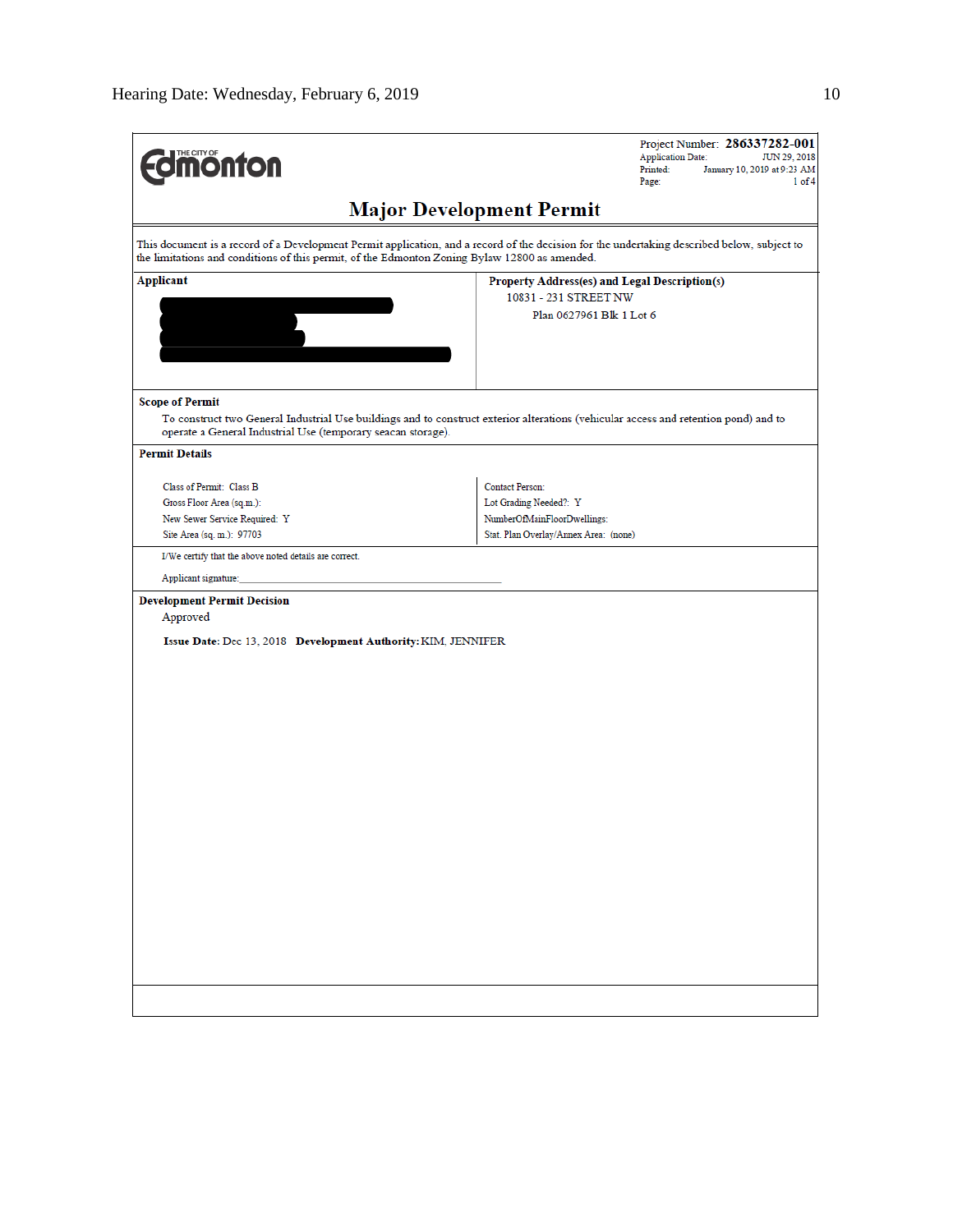**THE CITY OF Edmonton**

Project Number: **286337282-001**
Application Date: JUN 29, 2018
Printed: January 10, 2019 at 9:23 AM
Page: 1 of 4

## Major Development Permit

This document is a record of a Development Permit application, and a record of the decision for the undertaking described below, subject to the limitations and conditions of this permit, of the Edmonton Zoning Bylaw 12800 as amended.

| Applicant | Property Address(es) and Legal Description(s) |
|---|---|
| [redacted] | 10831 - 231 STREET NW<br>Plan 0627961 Blk 1 Lot 6 |

**Scope of Permit**

To construct two General Industrial Use buildings and to construct exterior alterations (vehicular access and retention pond) and to operate a General Industrial Use (temporary seacan storage).

**Permit Details**

| | |
|---|---|
| Class of Permit: Class B | Contact Person: |
| Gross Floor Area (sq.m.): | Lot Grading Needed?: Y |
| New Sewer Service Required: Y | NumberOfMainFloorDwellings: |
| Site Area (sq. m.): 97703 | Stat. Plan Overlay/Annex Area: (none) |

I/We certify that the above noted details are correct.

Applicant signature:_______________________________

**Development Permit Decision**

Approved

**Issue Date:** Dec 13, 2018 **Development Authority:** KIM, JENNIFER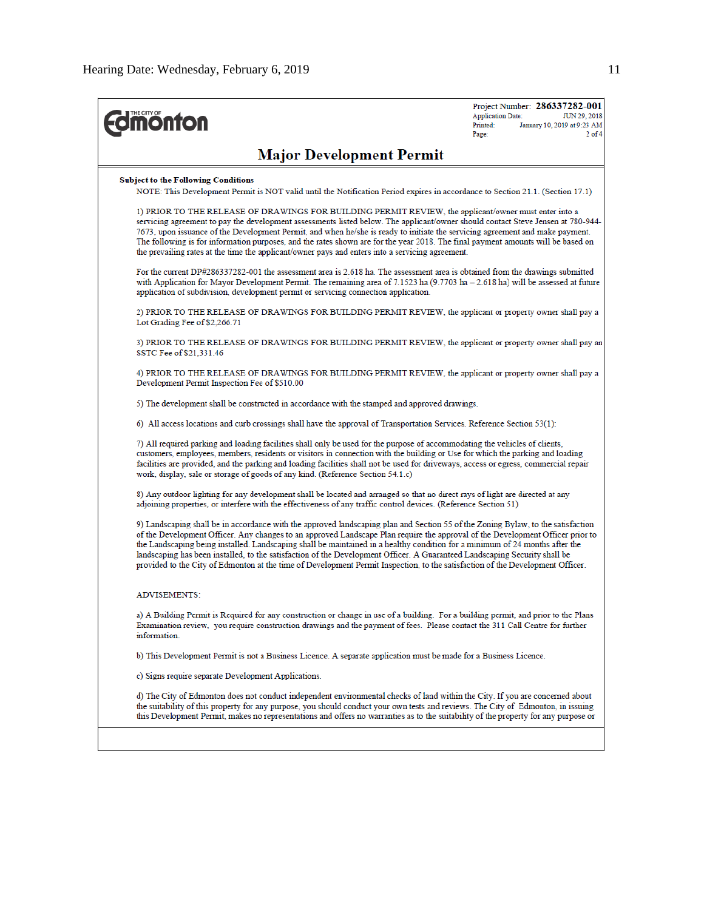**Edmonton** (THE CITY OF)

Project Number: **286337282-001**
Application Date: JUN 29, 2018
Printed: January 10, 2019 at 9:23 AM
Page: 2 of 4

## Major Development Permit

**Subject to the Following Conditions**

NOTE: This Development Permit is NOT valid until the Notification Period expires in accordance to Section 21.1. (Section 17.1)

1) PRIOR TO THE RELEASE OF DRAWINGS FOR BUILDING PERMIT REVIEW, the applicant/owner must enter into a servicing agreement to pay the development assessments listed below. The applicant/owner should contact Steve Jensen at 780-944-7673, upon issuance of the Development Permit, and when he/she is ready to initiate the servicing agreement and make payment. The following is for information purposes, and the rates shown are for the year 2018. The final payment amounts will be based on the prevailing rates at the time the applicant/owner pays and enters into a servicing agreement.

For the current DP#286337282-001 the assessment area is 2.618 ha. The assessment area is obtained from the drawings submitted with Application for Mayor Development Permit. The remaining area of 7.1523 ha (9.7703 ha – 2.618 ha) will be assessed at future application of subdivision, development permit or servicing connection application.

2) PRIOR TO THE RELEASE OF DRAWINGS FOR BUILDING PERMIT REVIEW, the applicant or property owner shall pay a Lot Grading Fee of $2,266.71

3) PRIOR TO THE RELEASE OF DRAWINGS FOR BUILDING PERMIT REVIEW, the applicant or property owner shall pay an SSTC Fee of $21,331.46

4) PRIOR TO THE RELEASE OF DRAWINGS FOR BUILDING PERMIT REVIEW, the applicant or property owner shall pay a Development Permit Inspection Fee of $510.00

5) The development shall be constructed in accordance with the stamped and approved drawings.

6) All access locations and curb crossings shall have the approval of Transportation Services. Reference Section 53(1):

7) All required parking and loading facilities shall only be used for the purpose of accommodating the vehicles of clients, customers, employees, members, residents or visitors in connection with the building or Use for which the parking and loading facilities are provided, and the parking and loading facilities shall not be used for driveways, access or egress, commercial repair work, display, sale or storage of goods of any kind. (Reference Section 54.1.c)

8) Any outdoor lighting for any development shall be located and arranged so that no direct rays of light are directed at any adjoining properties, or interfere with the effectiveness of any traffic control devices. (Reference Section 51)

9) Landscaping shall be in accordance with the approved landscaping plan and Section 55 of the Zoning Bylaw, to the satisfaction of the Development Officer. Any changes to an approved Landscape Plan require the approval of the Development Officer prior to the Landscaping being installed. Landscaping shall be maintained in a healthy condition for a minimum of 24 months after the landscaping has been installed, to the satisfaction of the Development Officer. A Guaranteed Landscaping Security shall be provided to the City of Edmonton at the time of Development Permit Inspection, to the satisfaction of the Development Officer.

ADVISEMENTS:

a) A Building Permit is Required for any construction or change in use of a building. For a building permit, and prior to the Plans Examination review, you require construction drawings and the payment of fees. Please contact the 311 Call Centre for further information.

b) This Development Permit is not a Business Licence. A separate application must be made for a Business Licence.

c) Signs require separate Development Applications.

d) The City of Edmonton does not conduct independent environmental checks of land within the City. If you are concerned about the suitability of this property for any purpose, you should conduct your own tests and reviews. The City of Edmonton, in issuing this Development Permit, makes no representations and offers no warranties as to the suitability of the property for any purpose or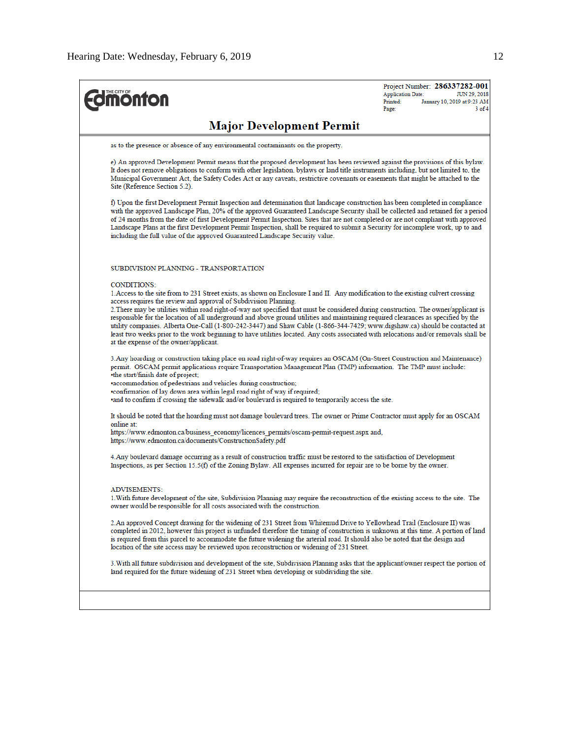Project Number: **286337282-001**
Application Date: JUN 29, 2018
Printed: January 10, 2019 at 9:23 AM
Page: 3 of 4

## Major Development Permit

as to the presence or absence of any environmental contaminants on the property.

e) An approved Development Permit means that the proposed development has been reviewed against the provisions of this bylaw. It does not remove obligations to conform with other legislation, bylaws or land title instruments including, but not limited to, the Municipal Government Act, the Safety Codes Act or any caveats, restrictive covenants or easements that might be attached to the Site (Reference Section 5.2).

f) Upon the first Development Permit Inspection and determination that landscape construction has been completed in compliance with the approved Landscape Plan, 20% of the approved Guaranteed Landscape Security shall be collected and retained for a period of 24 months from the date of first Development Permit Inspection. Sites that are not completed or are not compliant with approved Landscape Plans at the first Development Permit Inspection, shall be required to submit a Security for incomplete work, up to and including the full value of the approved Guaranteed Landscape Security value.

SUBDIVISION PLANNING - TRANSPORTATION

CONDITIONS:

1.Access to the site from to 231 Street exists, as shown on Enclosure I and II. Any modification to the existing culvert crossing access requires the review and approval of Subdivision Planning.

2.There may be utilities within road right-of-way not specified that must be considered during construction. The owner/applicant is responsible for the location of all underground and above ground utilities and maintaining required clearances as specified by the utility companies. Alberta One-Call (1-800-242-3447) and Shaw Cable (1-866-344-7429; www.digshaw.ca) should be contacted at least two weeks prior to the work beginning to have utilities located. Any costs associated with relocations and/or removals shall be at the expense of the owner/applicant.

3.Any hoarding or construction taking place on road right-of-way requires an OSCAM (On-Street Construction and Maintenance) permit. OSCAM permit applications require Transportation Management Plan (TMP) information. The TMP must include:

- the start/finish date of project;
- accommodation of pedestrians and vehicles during construction;
- confirmation of lay down area within legal road right of way if required;
- and to confirm if crossing the sidewalk and/or boulevard is required to temporarily access the site.

It should be noted that the hoarding must not damage boulevard trees. The owner or Prime Contractor must apply for an OSCAM online at:
https://www.edmonton.ca/business_economy/licences_permits/oscam-permit-request.aspx and,
https://www.edmonton.ca/documents/ConstructionSafety.pdf

4.Any boulevard damage occurring as a result of construction traffic must be restored to the satisfaction of Development Inspections, as per Section 15.5(f) of the Zoning Bylaw. All expenses incurred for repair are to be borne by the owner.

ADVISEMENTS:

1.With future development of the site, Subdivision Planning may require the reconstruction of the existing access to the site. The owner would be responsible for all costs associated with the construction.

2.An approved Concept drawing for the widening of 231 Street from Whitemud Drive to Yellowhead Trail (Enclosure II) was completed in 2012, however this project is unfunded therefore the timing of construction is unknown at this time. A portion of land is required from this parcel to accommodate the future widening the arterial road. It should also be noted that the design and location of the site access may be reviewed upon reconstruction or widening of 231 Street.

3.With all future subdivision and development of the site, Subdivision Planning asks that the applicant/owner respect the portion of land required for the future widening of 231 Street when developing or subdividing the site.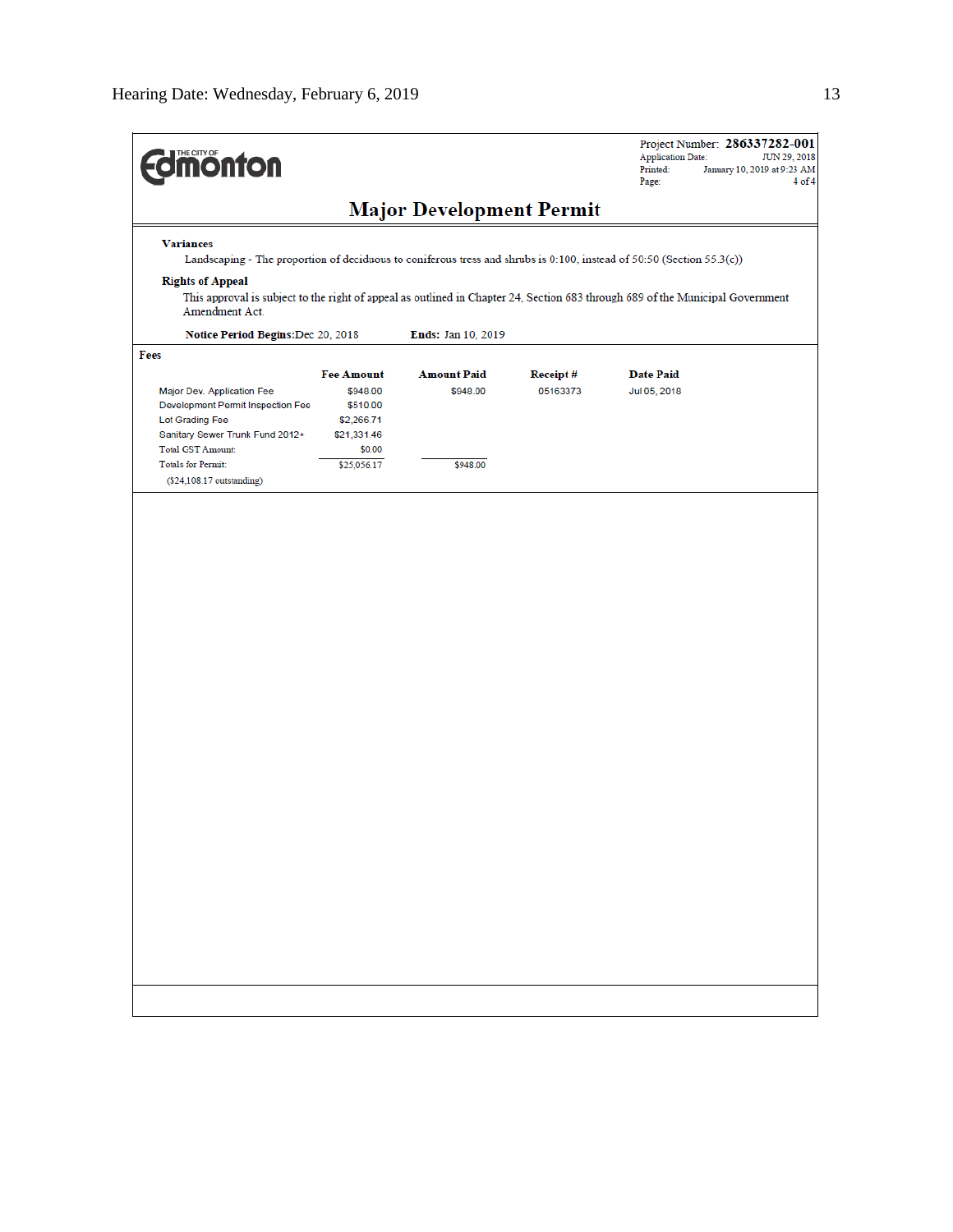THE CITY OF Edmonton

Project Number: **286337282-001**
Application Date: JUN 29, 2018
Printed: January 10, 2019 at 9:23 AM

## Major Development Permit

**Variances**

Landscaping - The proportion of deciduous to coniferous tress and shrubs is 0:100, instead of 50:50 (Section 55.3(c))

**Rights of Appeal**

This approval is subject to the right of appeal as outlined in Chapter 24, Section 683 through 689 of the Municipal Government Amendment Act.

**Notice Period Begins:** Dec 20, 2018 **Ends:** Jan 10, 2019

**Fees**

| | Fee Amount | Amount Paid | Receipt # | Date Paid |
|---|---|---|---|---|
| Major Dev. Application Fee | $948.00 | $948.00 | 05163373 | Jul 05, 2018 |
| Development Permit Inspection Fee | $510.00 | | | |
| Lot Grading Fee | $2,266.71 | | | |
| Sanitary Sewer Trunk Fund 2012+ | $21,331.46 | | | |
| Total GST Amount: | $0.00 | | | |
| Totals for Permit: | $25,056.17 | $948.00 | | |
| ($24,108.17 outstanding) | | | | |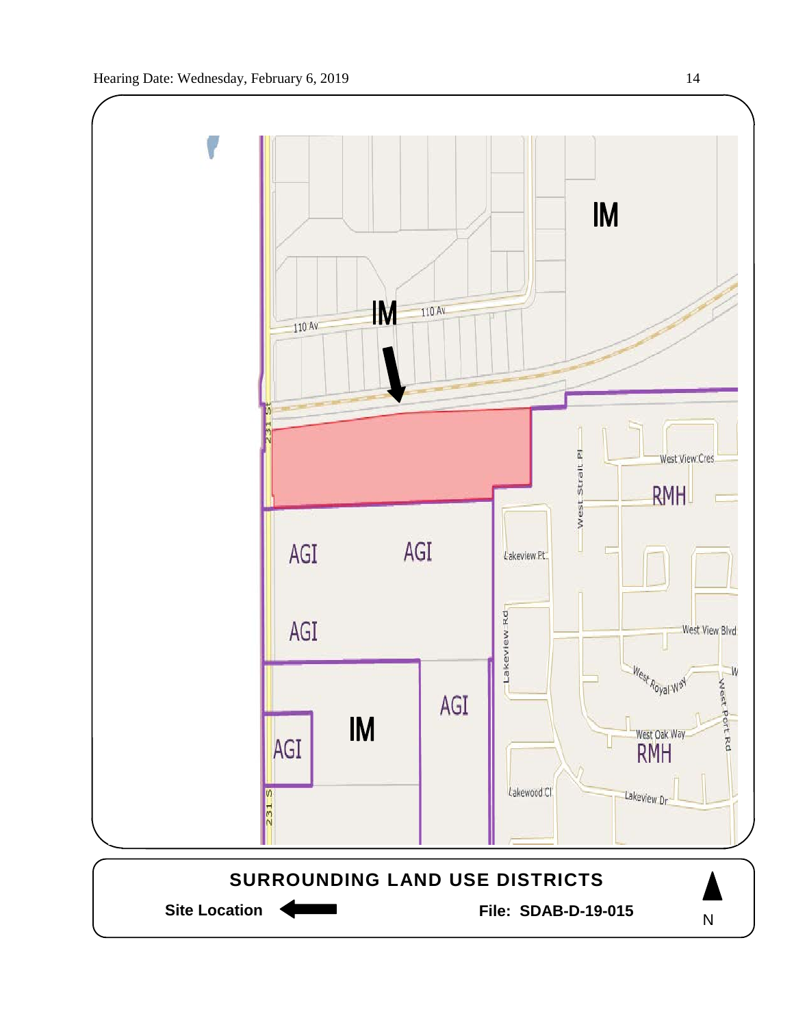IM

IM

110 Av

110 Av

231 St

West Strait Pl

West View Cres

RMH

AGI

AGI

AGI

Lakeview Pt

Lakeview Rd

West View Blvd

West Royal Way

West Port Rd

AGI

IM

AGI

West Oak Way

RMH

Lakewood Cl

Lakeview Dr

231 S

**SURROUNDING LAND USE DISTRICTS**

**Site Location**

**File: SDAB-D-19-015**

N